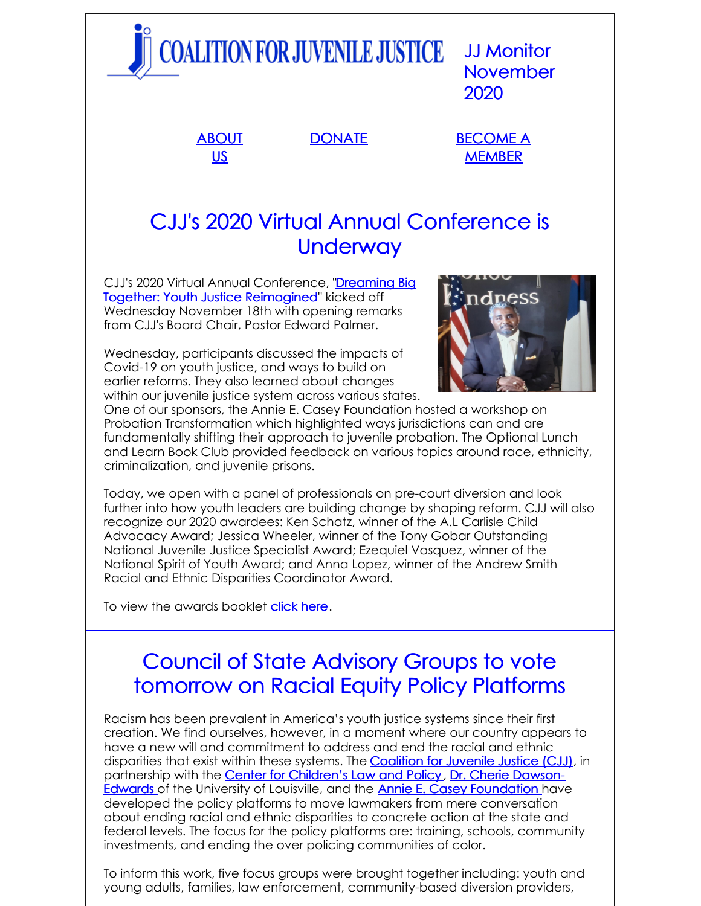COALITION FOR JUVENILE JUSTICE

JJ Monitor November 2020

ABOUT US | DONATE | BECOME A MEMBER

## CJJ's 2020 Virtual Annual Conference is Underway

CJJ's 2020 Virtual Annual Conference, "Dreaming Big Together: Youth Justice Reimagined" kicked off Wednesday November 18th with opening remarks from CJJ's Board Chair, Pastor Edward Palmer.

Wednesday, participants discussed the impacts of Covid-19 on youth justice, and ways to build on earlier reforms. They also learned about changes within our juvenile justice system across various states. One of our sponsors, the Annie E. Casey Foundation hosted a workshop on Probation Transformation which highlighted ways jurisdictions can and are fundamentally shifting their approach to juvenile probation. The Optional Lunch and Learn Book Club provided feedback on various topics around race, ethnicity, criminalization, and juvenile prisons.

Today, we open with a panel of professionals on pre-court diversion and look further into how youth leaders are building change by shaping reform. CJJ will also recognize our 2020 awardees: Ken Schatz, winner of the A.L Carlisle Child Advocacy Award; Jessica Wheeler, winner of the Tony Gobar Outstanding National Juvenile Justice Specialist Award; Ezequiel Vasquez, winner of the National Spirit of Youth Award; and Anna Lopez, winner of the Andrew Smith Racial and Ethnic Disparities Coordinator Award.

To view the awards booklet click here.

## Council of State Advisory Groups to vote tomorrow on Racial Equity Policy Platforms

Racism has been prevalent in America's youth justice systems since their first creation. We find ourselves, however, in a moment where our country appears to have a new will and commitment to address and end the racial and ethnic disparities that exist within these systems. The Coalition for Juvenile Justice (CJJ), in partnership with the Center for Children's Law and Policy, Dr. Cherie Dawson-Edwards of the University of Louisville, and the Annie E. Casey Foundation have developed the policy platforms to move lawmakers from mere conversation about ending racial and ethnic disparities to concrete action at the state and federal levels. The focus for the policy platforms are: training, schools, community investments, and ending the over policing communities of color.

To inform this work, five focus groups were brought together including: youth and young adults, families, law enforcement, community-based diversion providers,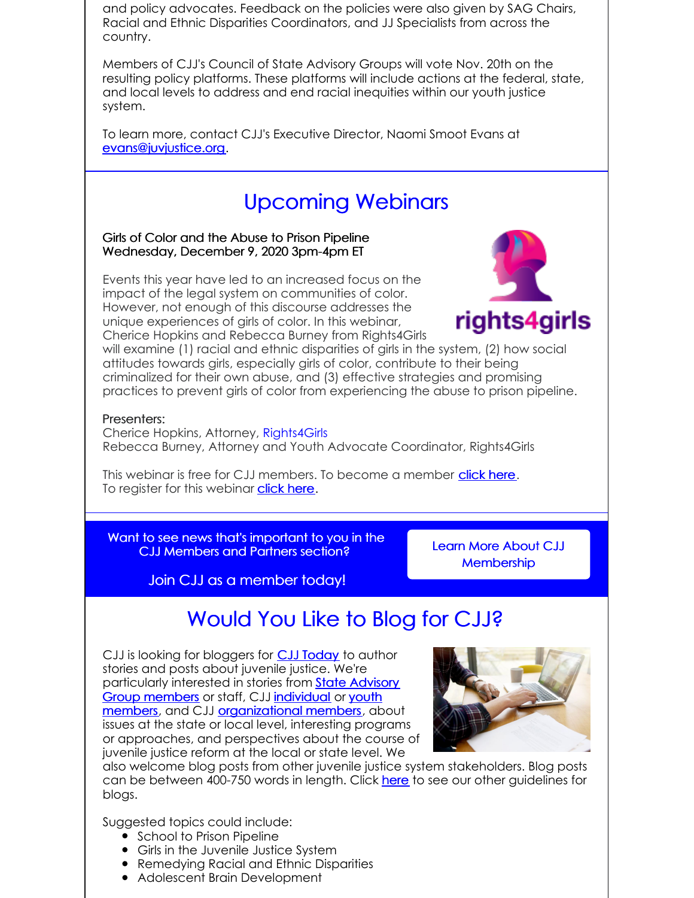and policy advocates. Feedback on the policies were also given by SAG Chairs, Racial and Ethnic Disparities Coordinators, and JJ Specialists from across the country.

Members of CJJ's Council of State Advisory Groups will vote Nov. 20th on the resulting policy platforms. These platforms will include actions at the federal, state, and local levels to address and end racial inequities within our youth justice system.

To learn more, contact CJJ's Executive Director, Naomi Smoot Evans at evans@juvjustice.org.

## Upcoming Webinars

**Girls of Color and the Abuse to Prison Pipeline**
**Wednesday, December 9, 2020 3pm-4pm ET**

Events this year have led to an increased focus on the impact of the legal system on communities of color. However, not enough of this discourse addresses the unique experiences of girls of color. In this webinar, Cherice Hopkins and Rebecca Burney from Rights4Girls will examine (1) racial and ethnic disparities of girls in the system, (2) how social attitudes towards girls, especially girls of color, contribute to their being criminalized for their own abuse, and (3) effective strategies and promising practices to prevent girls of color from experiencing the abuse to prison pipeline.

Presenters:
Cherice Hopkins, Attorney, Rights4Girls
Rebecca Burney, Attorney and Youth Advocate Coordinator, Rights4Girls

This webinar is free for CJJ members. To become a member click here.
To register for this webinar click here.

Want to see news that's important to you in the CJJ Members and Partners section?

Join CJJ as a member today!

Learn More About CJJ Membership

## Would You Like to Blog for CJJ?

CJJ is looking for bloggers for CJJ Today to author stories and posts about juvenile justice. We're particularly interested in stories from State Advisory Group members or staff, CJJ individual or youth members, and CJJ organizational members, about issues at the state or local level, interesting programs or approaches, and perspectives about the course of juvenile justice reform at the local or state level. We also welcome blog posts from other juvenile justice system stakeholders. Blog posts can be between 400-750 words in length. Click here to see our other guidelines for blogs.

Suggested topics could include:

- School to Prison Pipeline
- Girls in the Juvenile Justice System
- Remedying Racial and Ethnic Disparities
- Adolescent Brain Development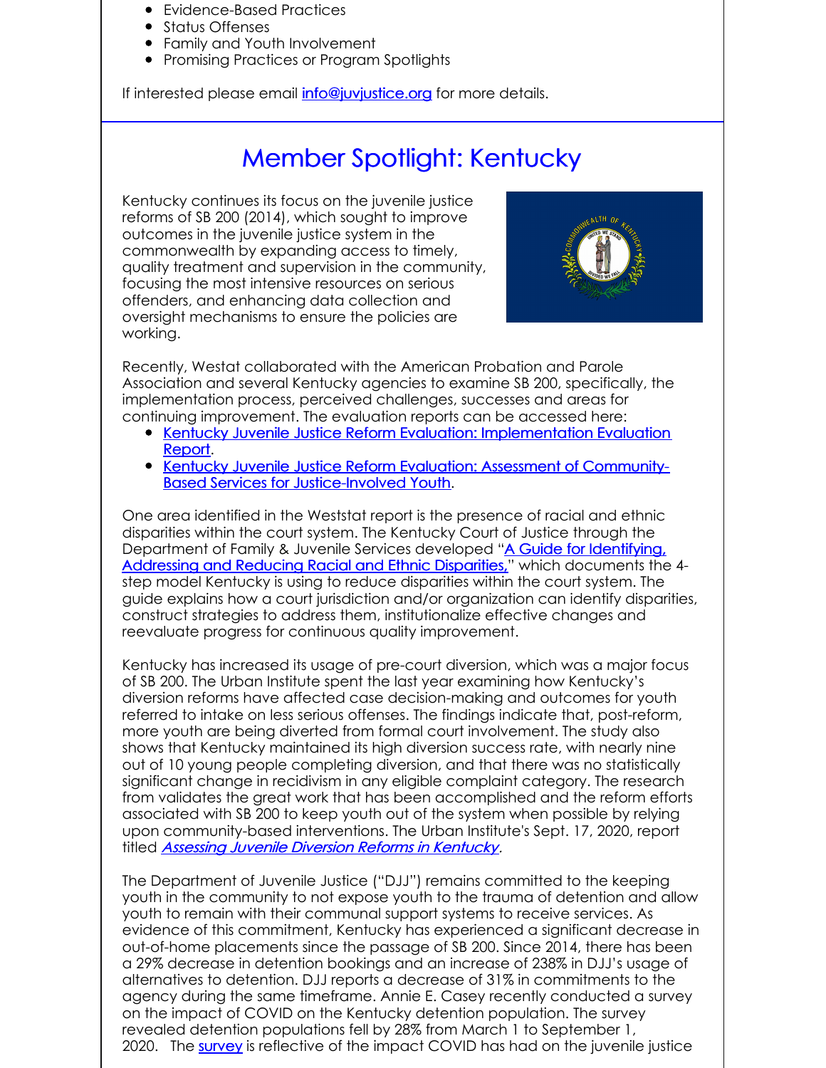- Evidence-Based Practices
- Status Offenses
- Family and Youth Involvement
- Promising Practices or Program Spotlights

If interested please email info@juvjustice.org for more details.

## Member Spotlight: Kentucky

Kentucky continues its focus on the juvenile justice reforms of SB 200 (2014), which sought to improve outcomes in the juvenile justice system in the commonwealth by expanding access to timely, quality treatment and supervision in the community, focusing the most intensive resources on serious offenders, and enhancing data collection and oversight mechanisms to ensure the policies are working.

Recently, Westat collaborated with the American Probation and Parole Association and several Kentucky agencies to examine SB 200, specifically, the implementation process, perceived challenges, successes and areas for continuing improvement. The evaluation reports can be accessed here:

- Kentucky Juvenile Justice Reform Evaluation: Implementation Evaluation Report.
- Kentucky Juvenile Justice Reform Evaluation: Assessment of Community-Based Services for Justice-Involved Youth.

One area identified in the Weststat report is the presence of racial and ethnic disparities within the court system. The Kentucky Court of Justice through the Department of Family & Juvenile Services developed "A Guide for Identifying, Addressing and Reducing Racial and Ethnic Disparities," which documents the 4-step model Kentucky is using to reduce disparities within the court system. The guide explains how a court jurisdiction and/or organization can identify disparities, construct strategies to address them, institutionalize effective changes and reevaluate progress for continuous quality improvement.

Kentucky has increased its usage of pre-court diversion, which was a major focus of SB 200. The Urban Institute spent the last year examining how Kentucky's diversion reforms have affected case decision-making and outcomes for youth referred to intake on less serious offenses. The findings indicate that, post-reform, more youth are being diverted from formal court involvement. The study also shows that Kentucky maintained its high diversion success rate, with nearly nine out of 10 young people completing diversion, and that there was no statistically significant change in recidivism in any eligible complaint category. The research from validates the great work that has been accomplished and the reform efforts associated with SB 200 to keep youth out of the system when possible by relying upon community-based interventions. The Urban Institute's Sept. 17, 2020, report titled *Assessing Juvenile Diversion Reforms in Kentucky*.

The Department of Juvenile Justice ("DJJ") remains committed to the keeping youth in the community to not expose youth to the trauma of detention and allow youth to remain with their communal support systems to receive services. As evidence of this commitment, Kentucky has experienced a significant decrease in out-of-home placements since the passage of SB 200. Since 2014, there has been a 29% decrease in detention bookings and an increase of 238% in DJJ's usage of alternatives to detention. DJJ reports a decrease of 31% in commitments to the agency during the same timeframe. Annie E. Casey recently conducted a survey on the impact of COVID on the Kentucky detention population. The survey revealed detention populations fell by 28% from March 1 to September 1, 2020. The survey is reflective of the impact COVID has had on the juvenile justice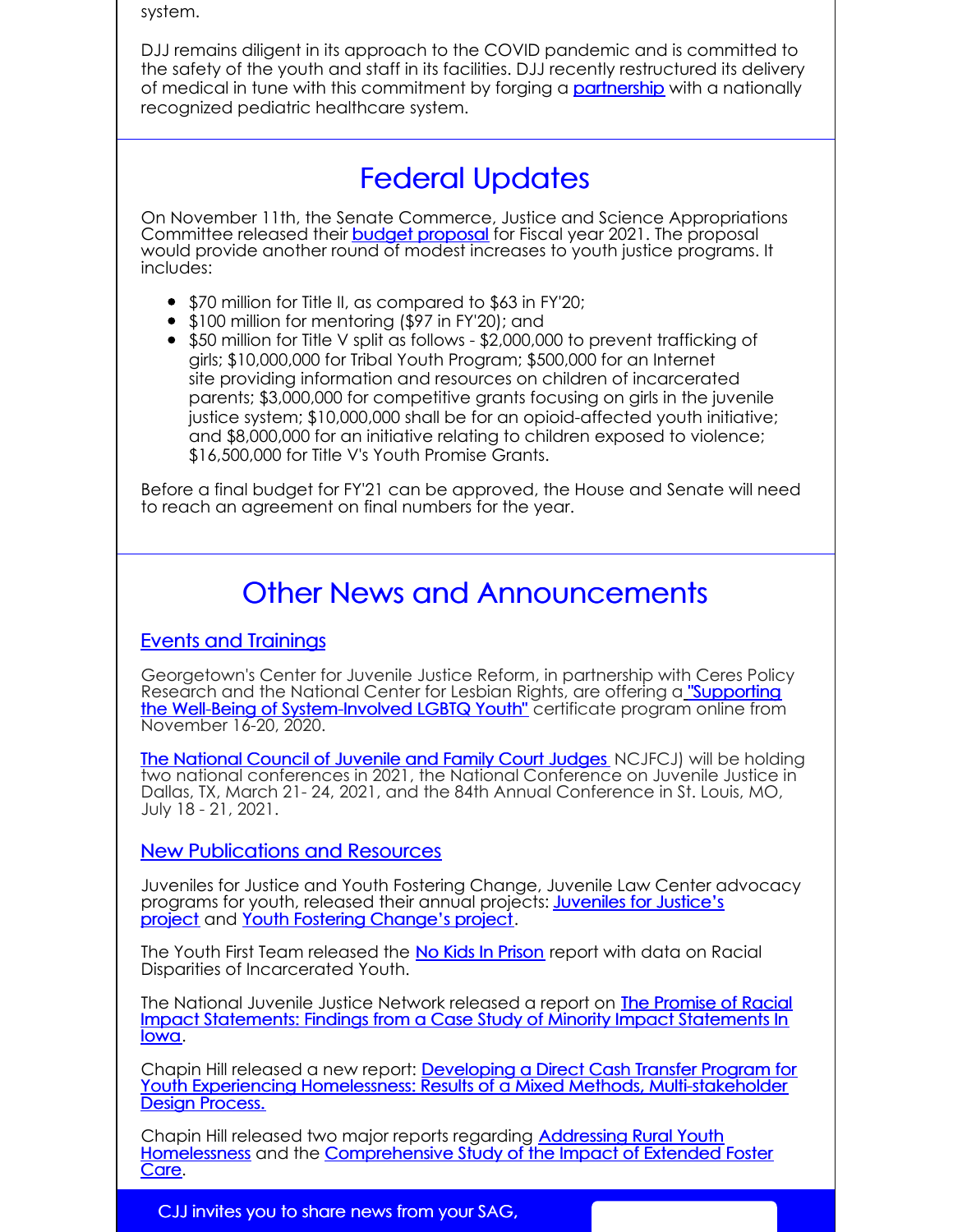system.

DJJ remains diligent in its approach to the COVID pandemic and is committed to the safety of the youth and staff in its facilities. DJJ recently restructured its delivery of medical in tune with this commitment by forging a partnership with a nationally recognized pediatric healthcare system.

## Federal Updates

On November 11th, the Senate Commerce, Justice and Science Appropriations Committee released their budget proposal for Fiscal year 2021. The proposal would provide another round of modest increases to youth justice programs. It includes:

- $70 million for Title II, as compared to $63 in FY'20;
- $100 million for mentoring ($97 in FY'20); and
- $50 million for Title V split as follows - $2,000,000 to prevent trafficking of girls; $10,000,000 for Tribal Youth Program; $500,000 for an Internet site providing information and resources on children of incarcerated parents; $3,000,000 for competitive grants focusing on girls in the juvenile justice system; $10,000,000 shall be for an opioid-affected youth initiative; and $8,000,000 for an initiative relating to children exposed to violence; $16,500,000 for Title V's Youth Promise Grants.

Before a final budget for FY'21 can be approved, the House and Senate will need to reach an agreement on final numbers for the year.

## Other News and Announcements

### Events and Trainings

Georgetown's Center for Juvenile Justice Reform, in partnership with Ceres Policy Research and the National Center for Lesbian Rights, are offering a "Supporting the Well-Being of System-Involved LGBTQ Youth" certificate program online from November 16-20, 2020.

The National Council of Juvenile and Family Court Judges NCJFCJ) will be holding two national conferences in 2021, the National Conference on Juvenile Justice in Dallas, TX, March 21- 24, 2021, and the 84th Annual Conference in St. Louis, MO, July 18 - 21, 2021.

### New Publications and Resources

Juveniles for Justice and Youth Fostering Change, Juvenile Law Center advocacy programs for youth, released their annual projects: Juveniles for Justice's project and Youth Fostering Change's project.

The Youth First Team released the No Kids In Prison report with data on Racial Disparities of Incarcerated Youth.

The National Juvenile Justice Network released a report on The Promise of Racial Impact Statements: Findings from a Case Study of Minority Impact Statements In Iowa.

Chapin Hill released a new report: Developing a Direct Cash Transfer Program for Youth Experiencing Homelessness: Results of a Mixed Methods, Multi-stakeholder Design Process.

Chapin Hill released two major reports regarding Addressing Rural Youth Homelessness and the Comprehensive Study of the Impact of Extended Foster Care.

CJJ invites you to share news from your SAG,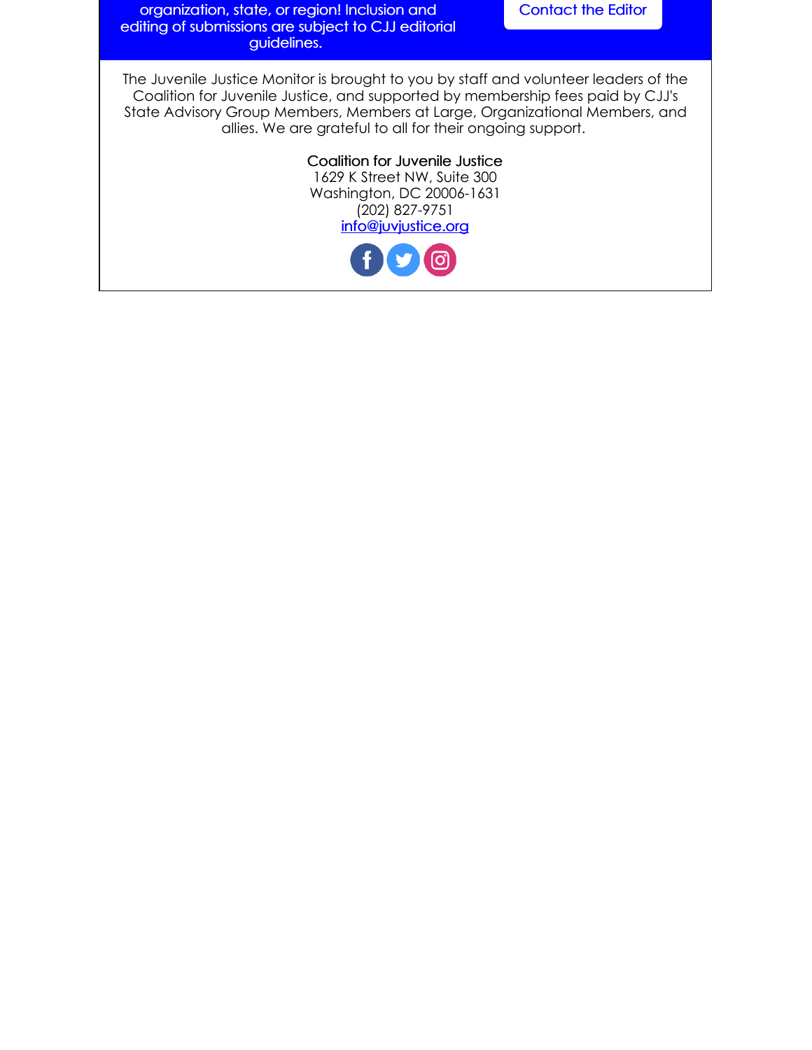organization, state, or region! Inclusion and editing of submissions are subject to CJJ editorial guidelines.

Contact the Editor

The Juvenile Justice Monitor is brought to you by staff and volunteer leaders of the Coalition for Juvenile Justice, and supported by membership fees paid by CJJ's State Advisory Group Members, Members at Large, Organizational Members, and allies. We are grateful to all for their ongoing support.

Coalition for Juvenile Justice
1629 K Street NW, Suite 300
Washington, DC 20006-1631
(202) 827-9751
info@juvjustice.org